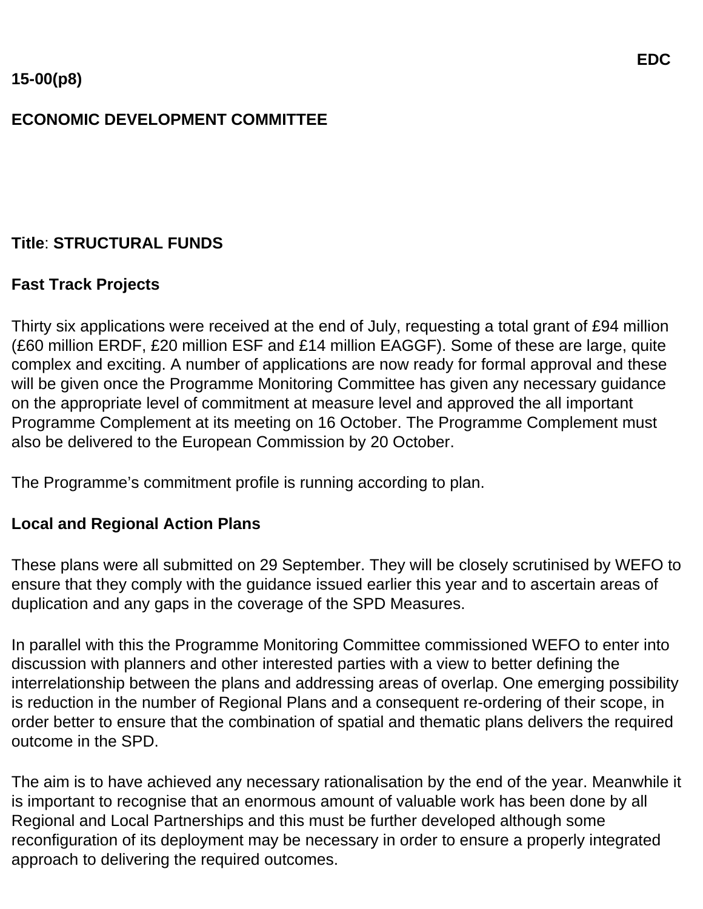EDC 15-00(p8)

**ECONOMIC DEVELOPMENT COMMITTEE**

**Title**: **STRUCTURAL FUNDS**

**Fast Track Projects**

Thirty six applications were received at the end of July, requesting a total grant of £94 million (£60 million ERDF, £20 million ESF and £14 million EAGGF). Some of these are large, quite complex and exciting. A number of applications are now ready for formal approval and these will be given once the Programme Monitoring Committee has given any necessary guidance on the appropriate level of commitment at measure level and approved the all important Programme Complement at its meeting on 16 October. The Programme Complement must also be delivered to the European Commission by 20 October.

The Programme's commitment profile is running according to plan.

**Local and Regional Action Plans**

These plans were all submitted on 29 September. They will be closely scrutinised by WEFO to ensure that they comply with the guidance issued earlier this year and to ascertain areas of duplication and any gaps in the coverage of the SPD Measures.

In parallel with this the Programme Monitoring Committee commissioned WEFO to enter into discussion with planners and other interested parties with a view to better defining the interrelationship between the plans and addressing areas of overlap. One emerging possibility is reduction in the number of Regional Plans and a consequent re-ordering of their scope, in order better to ensure that the combination of spatial and thematic plans delivers the required outcome in the SPD.

The aim is to have achieved any necessary rationalisation by the end of the year. Meanwhile it is important to recognise that an enormous amount of valuable work has been done by all Regional and Local Partnerships and this must be further developed although some reconfiguration of its deployment may be necessary in order to ensure a properly integrated approach to delivering the required outcomes.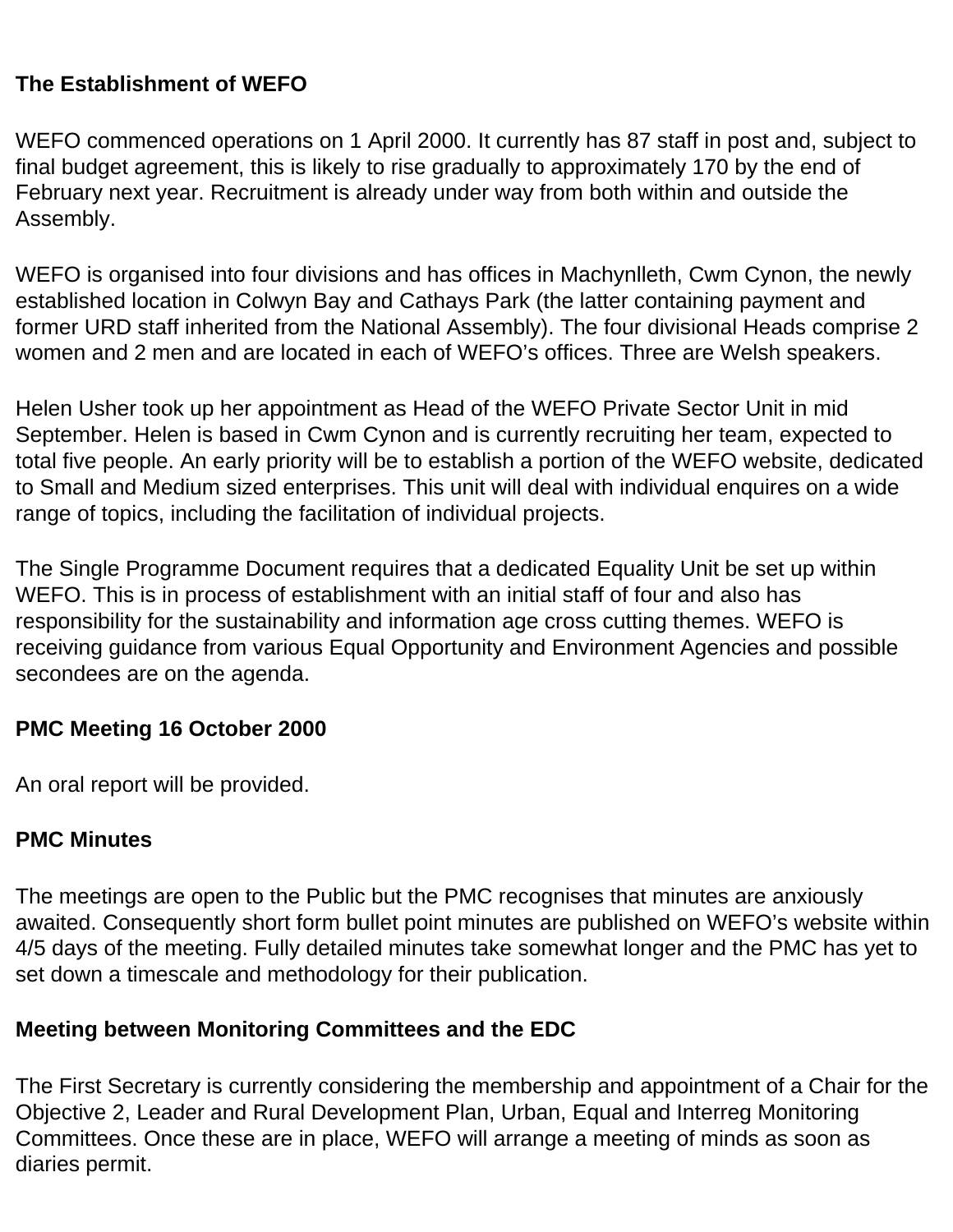**The Establishment of WEFO**

WEFO commenced operations on 1 April 2000. It currently has 87 staff in post and, subject to final budget agreement, this is likely to rise gradually to approximately 170 by the end of February next year. Recruitment is already under way from both within and outside the Assembly.

WEFO is organised into four divisions and has offices in Machynlleth, Cwm Cynon, the newly established location in Colwyn Bay and Cathays Park (the latter containing payment and former URD staff inherited from the National Assembly). The four divisional Heads comprise 2 women and 2 men and are located in each of WEFO's offices. Three are Welsh speakers.

Helen Usher took up her appointment as Head of the WEFO Private Sector Unit in mid September. Helen is based in Cwm Cynon and is currently recruiting her team, expected to total five people. An early priority will be to establish a portion of the WEFO website, dedicated to Small and Medium sized enterprises. This unit will deal with individual enquires on a wide range of topics, including the facilitation of individual projects.

The Single Programme Document requires that a dedicated Equality Unit be set up within WEFO. This is in process of establishment with an initial staff of four and also has responsibility for the sustainability and information age cross cutting themes. WEFO is receiving guidance from various Equal Opportunity and Environment Agencies and possible secondees are on the agenda.

**PMC Meeting 16 October 2000**

An oral report will be provided.

**PMC Minutes**

The meetings are open to the Public but the PMC recognises that minutes are anxiously awaited. Consequently short form bullet point minutes are published on WEFO's website within 4/5 days of the meeting. Fully detailed minutes take somewhat longer and the PMC has yet to set down a timescale and methodology for their publication.

**Meeting between Monitoring Committees and the EDC**

The First Secretary is currently considering the membership and appointment of a Chair for the Objective 2, Leader and Rural Development Plan, Urban, Equal and Interreg Monitoring Committees. Once these are in place, WEFO will arrange a meeting of minds as soon as diaries permit.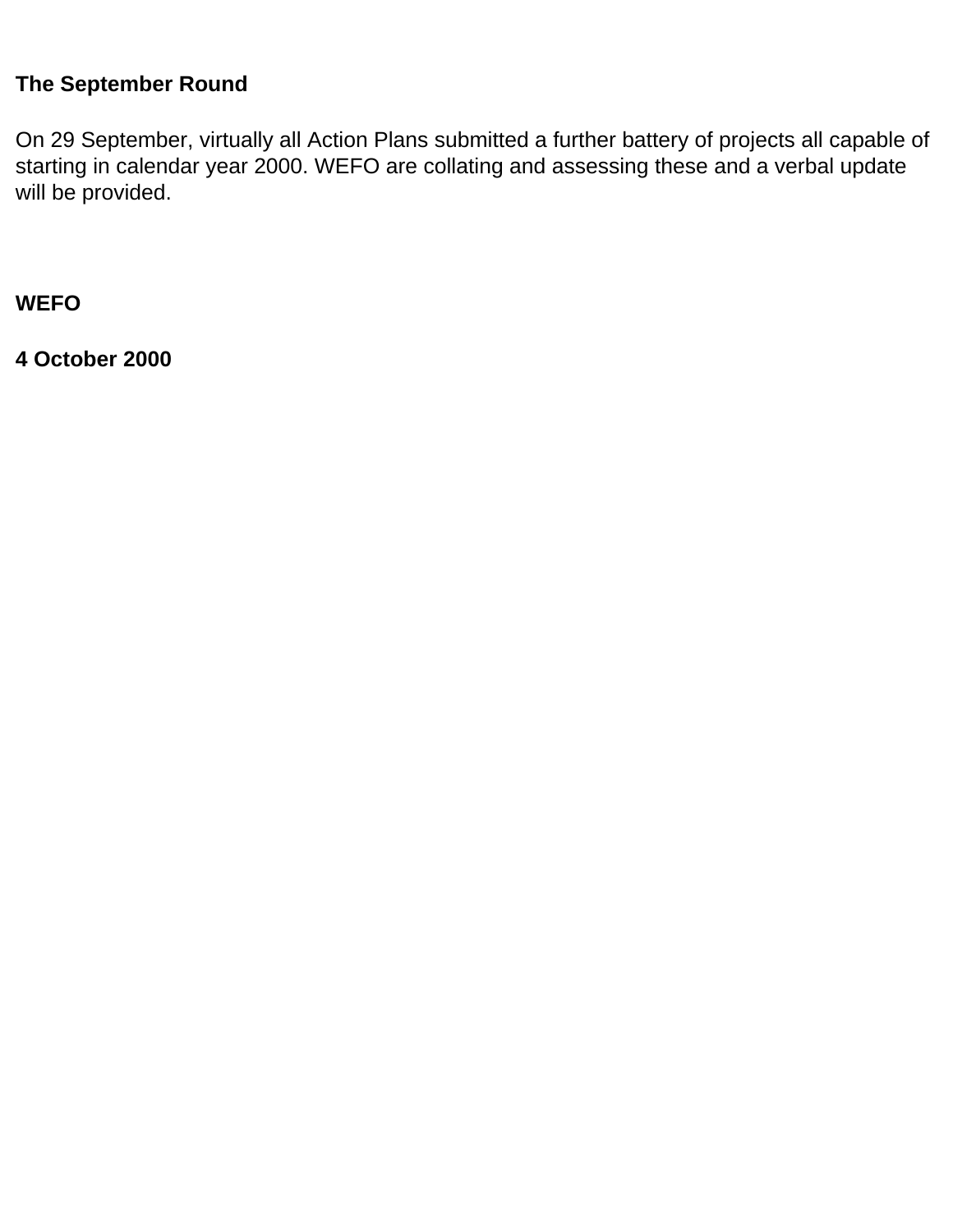**The September Round**

On 29 September, virtually all Action Plans submitted a further battery of projects all capable of starting in calendar year 2000. WEFO are collating and assessing these and a verbal update will be provided.

**WEFO**

**4 October 2000**